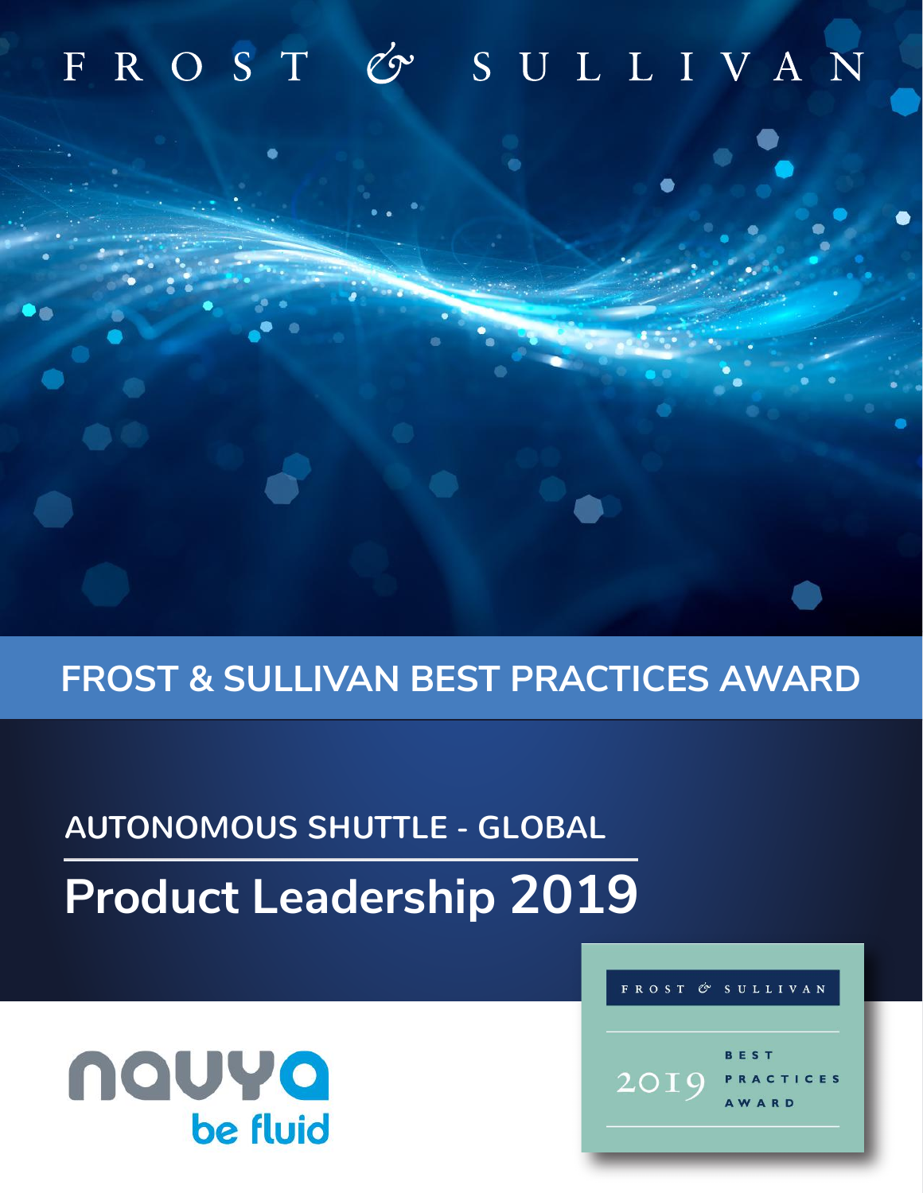FROST & SULLIVAN

# FROST & SULLIVAN BEST PRACTICES AWARD

## AUTONOMOUS SHUTTLE - GLOBAL

# Product Leadership 2019

navya

be fluid

FROST & SULLIVAN

2019 BEST PRACTICES AWARD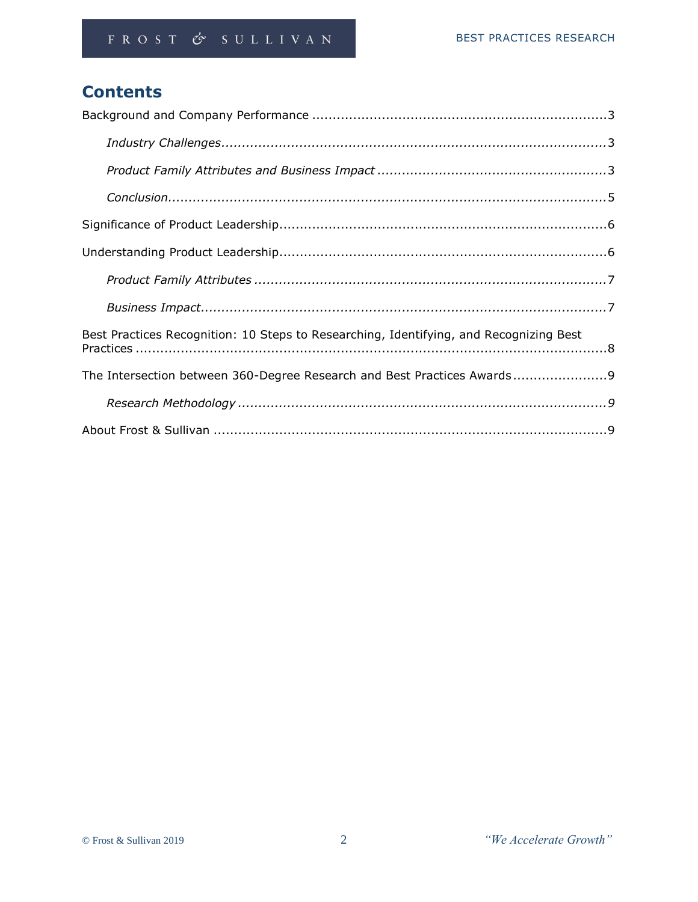# Contents

Background and Company Performance ........................................................................3

*Industry Challenges*...............................................................................................3

*Product Family Attributes and Business Impact* .......................................................3

*Conclusion*............................................................................................................5

Significance of Product Leadership.................................................................................6

Understanding Product Leadership.................................................................................6

*Product Family Attributes* ......................................................................................7

*Business Impact*....................................................................................................7

Best Practices Recognition: 10 Steps to Researching, Identifying, and Recognizing Best Practices .....................................................................................................................8

The Intersection between 360-Degree Research and Best Practices Awards.......................9

*Research Methodology* ............................................................................................9

About Frost & Sullivan ..................................................................................................9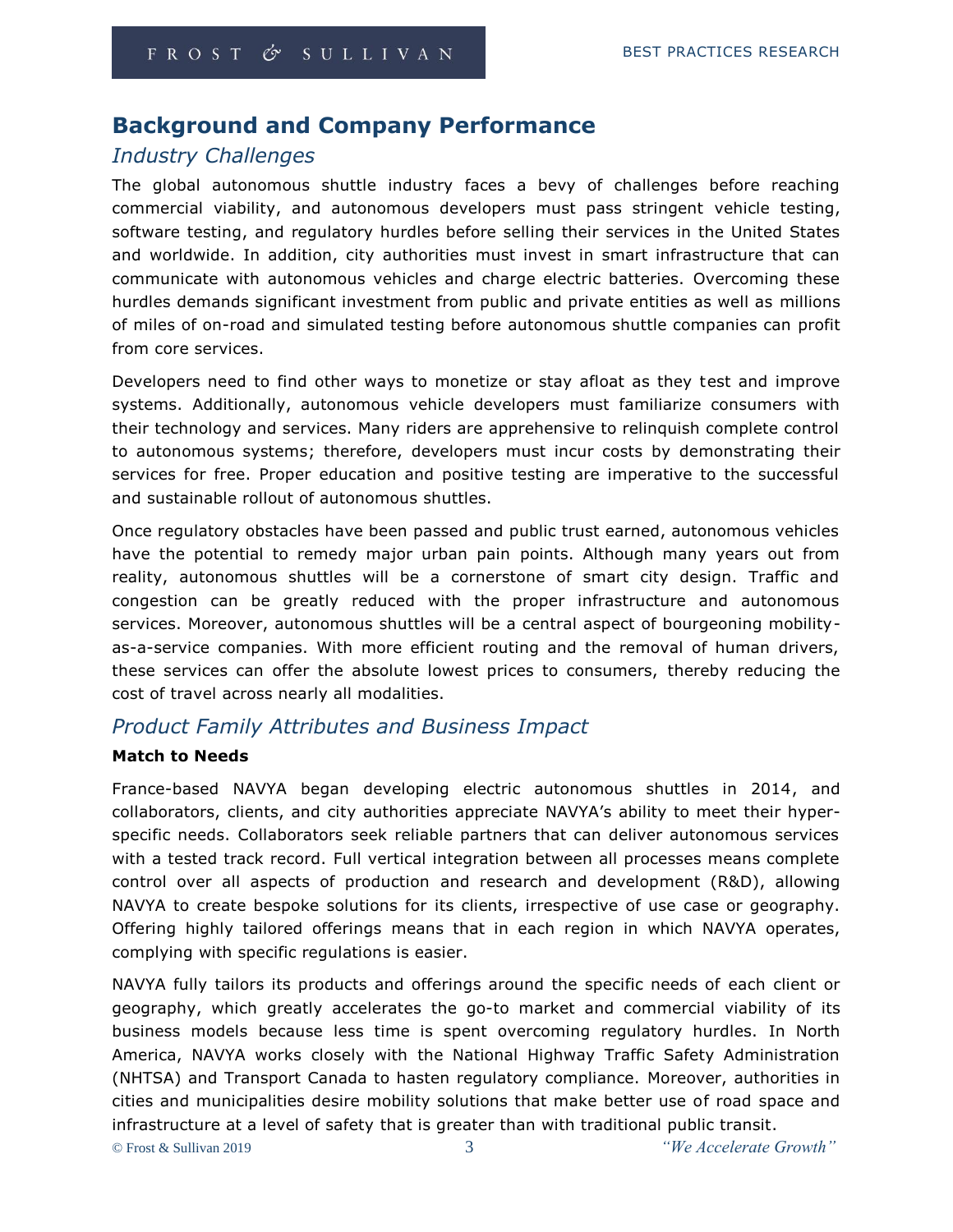## Background and Company Performance

### *Industry Challenges*

The global autonomous shuttle industry faces a bevy of challenges before reaching commercial viability, and autonomous developers must pass stringent vehicle testing, software testing, and regulatory hurdles before selling their services in the United States and worldwide. In addition, city authorities must invest in smart infrastructure that can communicate with autonomous vehicles and charge electric batteries. Overcoming these hurdles demands significant investment from public and private entities as well as millions of miles of on-road and simulated testing before autonomous shuttle companies can profit from core services.

Developers need to find other ways to monetize or stay afloat as they test and improve systems. Additionally, autonomous vehicle developers must familiarize consumers with their technology and services. Many riders are apprehensive to relinquish complete control to autonomous systems; therefore, developers must incur costs by demonstrating their services for free. Proper education and positive testing are imperative to the successful and sustainable rollout of autonomous shuttles.

Once regulatory obstacles have been passed and public trust earned, autonomous vehicles have the potential to remedy major urban pain points. Although many years out from reality, autonomous shuttles will be a cornerstone of smart city design. Traffic and congestion can be greatly reduced with the proper infrastructure and autonomous services. Moreover, autonomous shuttles will be a central aspect of bourgeoning mobility-as-a-service companies. With more efficient routing and the removal of human drivers, these services can offer the absolute lowest prices to consumers, thereby reducing the cost of travel across nearly all modalities.

### *Product Family Attributes and Business Impact*

**Match to Needs**

France-based NAVYA began developing electric autonomous shuttles in 2014, and collaborators, clients, and city authorities appreciate NAVYA's ability to meet their hyper-specific needs. Collaborators seek reliable partners that can deliver autonomous services with a tested track record. Full vertical integration between all processes means complete control over all aspects of production and research and development (R&D), allowing NAVYA to create bespoke solutions for its clients, irrespective of use case or geography. Offering highly tailored offerings means that in each region in which NAVYA operates, complying with specific regulations is easier.

NAVYA fully tailors its products and offerings around the specific needs of each client or geography, which greatly accelerates the go-to market and commercial viability of its business models because less time is spent overcoming regulatory hurdles. In North America, NAVYA works closely with the National Highway Traffic Safety Administration (NHTSA) and Transport Canada to hasten regulatory compliance. Moreover, authorities in cities and municipalities desire mobility solutions that make better use of road space and infrastructure at a level of safety that is greater than with traditional public transit.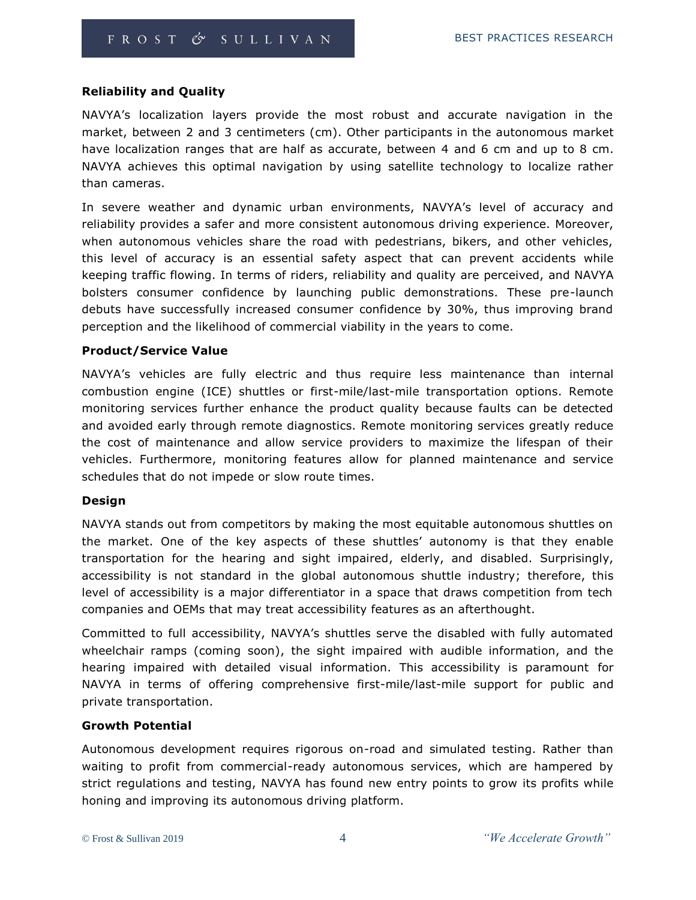### Reliability and Quality

NAVYA's localization layers provide the most robust and accurate navigation in the market, between 2 and 3 centimeters (cm). Other participants in the autonomous market have localization ranges that are half as accurate, between 4 and 6 cm and up to 8 cm. NAVYA achieves this optimal navigation by using satellite technology to localize rather than cameras.

In severe weather and dynamic urban environments, NAVYA's level of accuracy and reliability provides a safer and more consistent autonomous driving experience. Moreover, when autonomous vehicles share the road with pedestrians, bikers, and other vehicles, this level of accuracy is an essential safety aspect that can prevent accidents while keeping traffic flowing. In terms of riders, reliability and quality are perceived, and NAVYA bolsters consumer confidence by launching public demonstrations. These pre-launch debuts have successfully increased consumer confidence by 30%, thus improving brand perception and the likelihood of commercial viability in the years to come.

### Product/Service Value

NAVYA's vehicles are fully electric and thus require less maintenance than internal combustion engine (ICE) shuttles or first-mile/last-mile transportation options. Remote monitoring services further enhance the product quality because faults can be detected and avoided early through remote diagnostics. Remote monitoring services greatly reduce the cost of maintenance and allow service providers to maximize the lifespan of their vehicles. Furthermore, monitoring features allow for planned maintenance and service schedules that do not impede or slow route times.

### Design

NAVYA stands out from competitors by making the most equitable autonomous shuttles on the market. One of the key aspects of these shuttles' autonomy is that they enable transportation for the hearing and sight impaired, elderly, and disabled. Surprisingly, accessibility is not standard in the global autonomous shuttle industry; therefore, this level of accessibility is a major differentiator in a space that draws competition from tech companies and OEMs that may treat accessibility features as an afterthought.

Committed to full accessibility, NAVYA's shuttles serve the disabled with fully automated wheelchair ramps (coming soon), the sight impaired with audible information, and the hearing impaired with detailed visual information. This accessibility is paramount for NAVYA in terms of offering comprehensive first-mile/last-mile support for public and private transportation.

### Growth Potential

Autonomous development requires rigorous on-road and simulated testing. Rather than waiting to profit from commercial-ready autonomous services, which are hampered by strict regulations and testing, NAVYA has found new entry points to grow its profits while honing and improving its autonomous driving platform.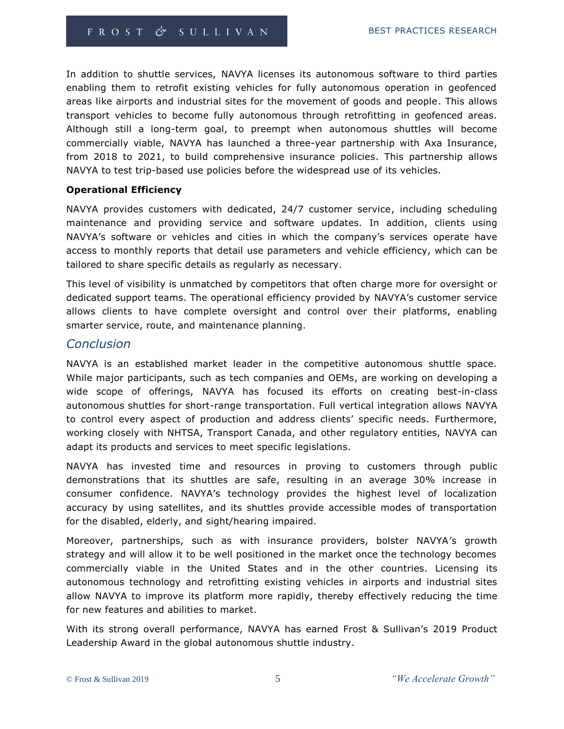In addition to shuttle services, NAVYA licenses its autonomous software to third parties enabling them to retrofit existing vehicles for fully autonomous operation in geofenced areas like airports and industrial sites for the movement of goods and people. This allows transport vehicles to become fully autonomous through retrofitting in geofenced areas. Although still a long-term goal, to preempt when autonomous shuttles will become commercially viable, NAVYA has launched a three-year partnership with Axa Insurance, from 2018 to 2021, to build comprehensive insurance policies. This partnership allows NAVYA to test trip-based use policies before the widespread use of its vehicles.

**Operational Efficiency**

NAVYA provides customers with dedicated, 24/7 customer service, including scheduling maintenance and providing service and software updates. In addition, clients using NAVYA's software or vehicles and cities in which the company's services operate have access to monthly reports that detail use parameters and vehicle efficiency, which can be tailored to share specific details as regularly as necessary.

This level of visibility is unmatched by competitors that often charge more for oversight or dedicated support teams. The operational efficiency provided by NAVYA's customer service allows clients to have complete oversight and control over their platforms, enabling smarter service, route, and maintenance planning.

## *Conclusion*

NAVYA is an established market leader in the competitive autonomous shuttle space. While major participants, such as tech companies and OEMs, are working on developing a wide scope of offerings, NAVYA has focused its efforts on creating best-in-class autonomous shuttles for short-range transportation. Full vertical integration allows NAVYA to control every aspect of production and address clients' specific needs. Furthermore, working closely with NHTSA, Transport Canada, and other regulatory entities, NAVYA can adapt its products and services to meet specific legislations.

NAVYA has invested time and resources in proving to customers through public demonstrations that its shuttles are safe, resulting in an average 30% increase in consumer confidence. NAVYA's technology provides the highest level of localization accuracy by using satellites, and its shuttles provide accessible modes of transportation for the disabled, elderly, and sight/hearing impaired.

Moreover, partnerships, such as with insurance providers, bolster NAVYA's growth strategy and will allow it to be well positioned in the market once the technology becomes commercially viable in the United States and in the other countries. Licensing its autonomous technology and retrofitting existing vehicles in airports and industrial sites allow NAVYA to improve its platform more rapidly, thereby effectively reducing the time for new features and abilities to market.

With its strong overall performance, NAVYA has earned Frost & Sullivan's 2019 Product Leadership Award in the global autonomous shuttle industry.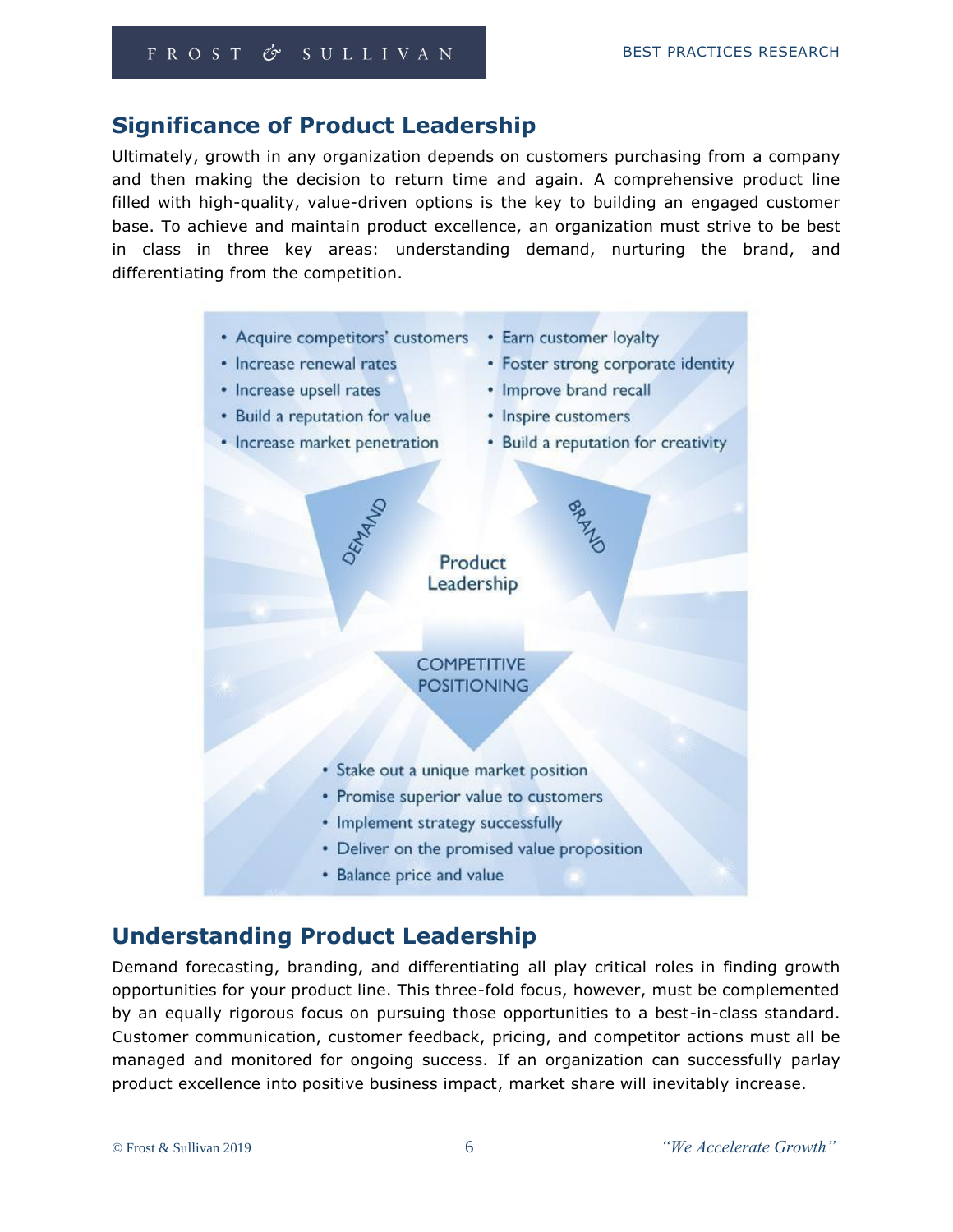## Significance of Product Leadership

Ultimately, growth in any organization depends on customers purchasing from a company and then making the decision to return time and again. A comprehensive product line filled with high-quality, value-driven options is the key to building an engaged customer base. To achieve and maintain product excellence, an organization must strive to be best in class in three key areas: understanding demand, nurturing the brand, and differentiating from the competition.

- Acquire competitors' customers
- Increase renewal rates
- Increase upsell rates
- Build a reputation for value
- Increase market penetration

- Earn customer loyalty
- Foster strong corporate identity
- Improve brand recall
- Inspire customers
- Build a reputation for creativity

DEMAND

BRAND

Product Leadership

COMPETITIVE POSITIONING

- Stake out a unique market position
- Promise superior value to customers
- Implement strategy successfully
- Deliver on the promised value proposition
- Balance price and value

## Understanding Product Leadership

Demand forecasting, branding, and differentiating all play critical roles in finding growth opportunities for your product line. This three-fold focus, however, must be complemented by an equally rigorous focus on pursuing those opportunities to a best-in-class standard. Customer communication, customer feedback, pricing, and competitor actions must all be managed and monitored for ongoing success. If an organization can successfully parlay product excellence into positive business impact, market share will inevitably increase.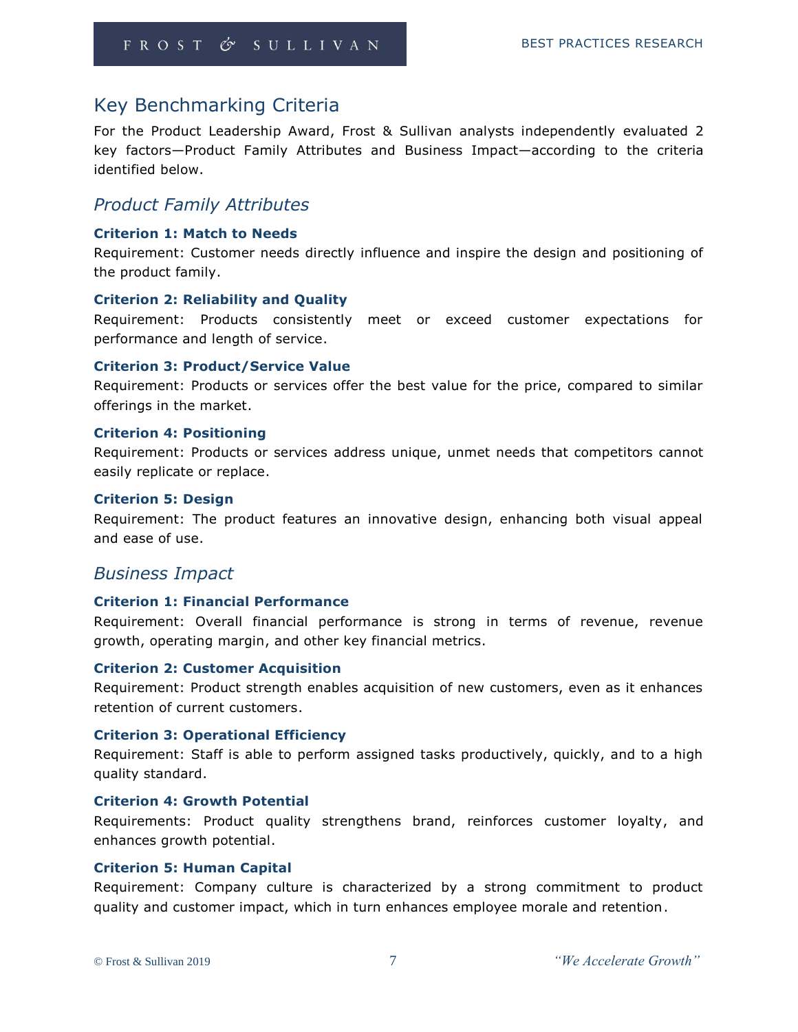## Key Benchmarking Criteria

For the Product Leadership Award, Frost & Sullivan analysts independently evaluated 2 key factors—Product Family Attributes and Business Impact—according to the criteria identified below.

### *Product Family Attributes*

**Criterion 1: Match to Needs**

Requirement: Customer needs directly influence and inspire the design and positioning of the product family.

**Criterion 2: Reliability and Quality**

Requirement: Products consistently meet or exceed customer expectations for performance and length of service.

**Criterion 3: Product/Service Value**

Requirement: Products or services offer the best value for the price, compared to similar offerings in the market.

**Criterion 4: Positioning**

Requirement: Products or services address unique, unmet needs that competitors cannot easily replicate or replace.

**Criterion 5: Design**

Requirement: The product features an innovative design, enhancing both visual appeal and ease of use.

### *Business Impact*

**Criterion 1: Financial Performance**

Requirement: Overall financial performance is strong in terms of revenue, revenue growth, operating margin, and other key financial metrics.

**Criterion 2: Customer Acquisition**

Requirement: Product strength enables acquisition of new customers, even as it enhances retention of current customers.

**Criterion 3: Operational Efficiency**

Requirement: Staff is able to perform assigned tasks productively, quickly, and to a high quality standard.

**Criterion 4: Growth Potential**

Requirements: Product quality strengthens brand, reinforces customer loyalty, and enhances growth potential.

**Criterion 5: Human Capital**

Requirement: Company culture is characterized by a strong commitment to product quality and customer impact, which in turn enhances employee morale and retention.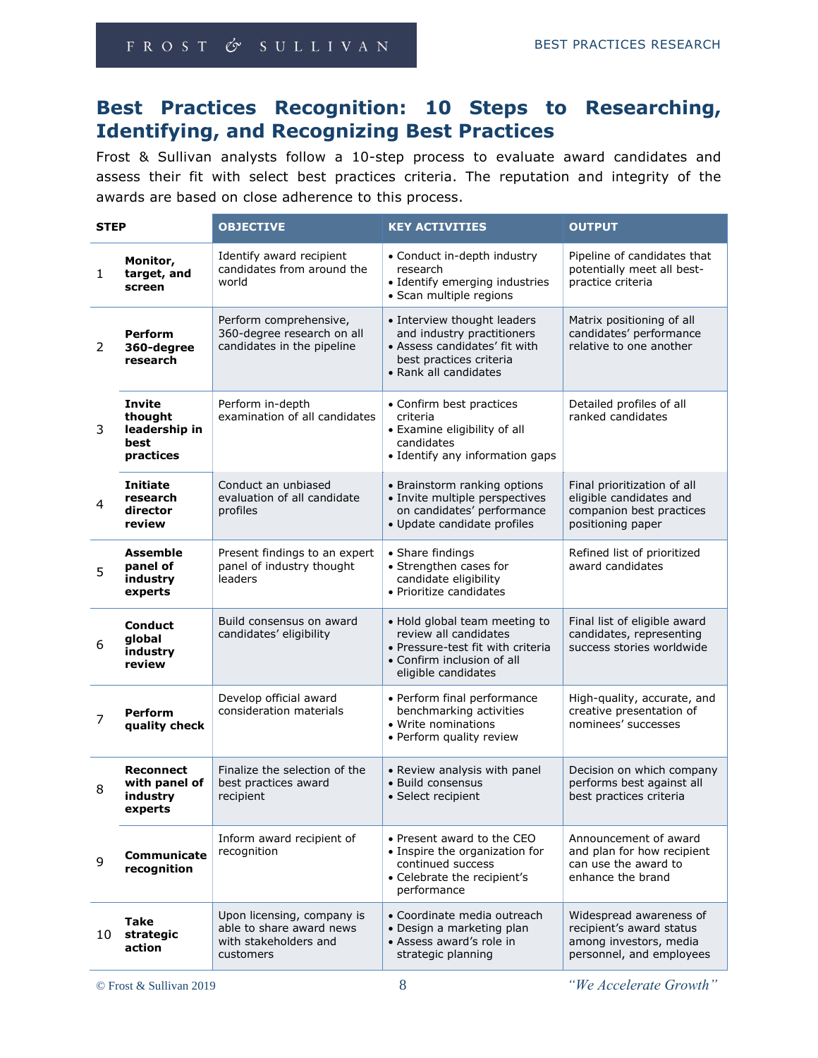## Best Practices Recognition: 10 Steps to Researching, Identifying, and Recognizing Best Practices

Frost & Sullivan analysts follow a 10-step process to evaluate award candidates and assess their fit with select best practices criteria. The reputation and integrity of the awards are based on close adherence to this process.

| STEP | | OBJECTIVE | KEY ACTIVITIES | OUTPUT |
|---|---|---|---|---|
| 1 | **Monitor, target, and screen** | Identify award recipient candidates from around the world | • Conduct in-depth industry research<br>• Identify emerging industries<br>• Scan multiple regions | Pipeline of candidates that potentially meet all best-practice criteria |
| 2 | **Perform 360-degree research** | Perform comprehensive, 360-degree research on all candidates in the pipeline | • Interview thought leaders and industry practitioners<br>• Assess candidates' fit with best practices criteria<br>• Rank all candidates | Matrix positioning of all candidates' performance relative to one another |
| 3 | **Invite thought leadership in best practices** | Perform in-depth examination of all candidates | • Confirm best practices criteria<br>• Examine eligibility of all candidates<br>• Identify any information gaps | Detailed profiles of all ranked candidates |
| 4 | **Initiate research director review** | Conduct an unbiased evaluation of all candidate profiles | • Brainstorm ranking options<br>• Invite multiple perspectives on candidates' performance<br>• Update candidate profiles | Final prioritization of all eligible candidates and companion best practices positioning paper |
| 5 | **Assemble panel of industry experts** | Present findings to an expert panel of industry thought leaders | • Share findings<br>• Strengthen cases for candidate eligibility<br>• Prioritize candidates | Refined list of prioritized award candidates |
| 6 | **Conduct global industry review** | Build consensus on award candidates' eligibility | • Hold global team meeting to review all candidates<br>• Pressure-test fit with criteria<br>• Confirm inclusion of all eligible candidates | Final list of eligible award candidates, representing success stories worldwide |
| 7 | **Perform quality check** | Develop official award consideration materials | • Perform final performance benchmarking activities<br>• Write nominations<br>• Perform quality review | High-quality, accurate, and creative presentation of nominees' successes |
| 8 | **Reconnect with panel of industry experts** | Finalize the selection of the best practices award recipient | • Review analysis with panel<br>• Build consensus<br>• Select recipient | Decision on which company performs best against all best practices criteria |
| 9 | **Communicate recognition** | Inform award recipient of recognition | • Present award to the CEO<br>• Inspire the organization for continued success<br>• Celebrate the recipient's performance | Announcement of award and plan for how recipient can use the award to enhance the brand |
| 10 | **Take strategic action** | Upon licensing, company is able to share award news with stakeholders and customers | • Coordinate media outreach<br>• Design a marketing plan<br>• Assess award's role in strategic planning | Widespread awareness of recipient's award status among investors, media personnel, and employees |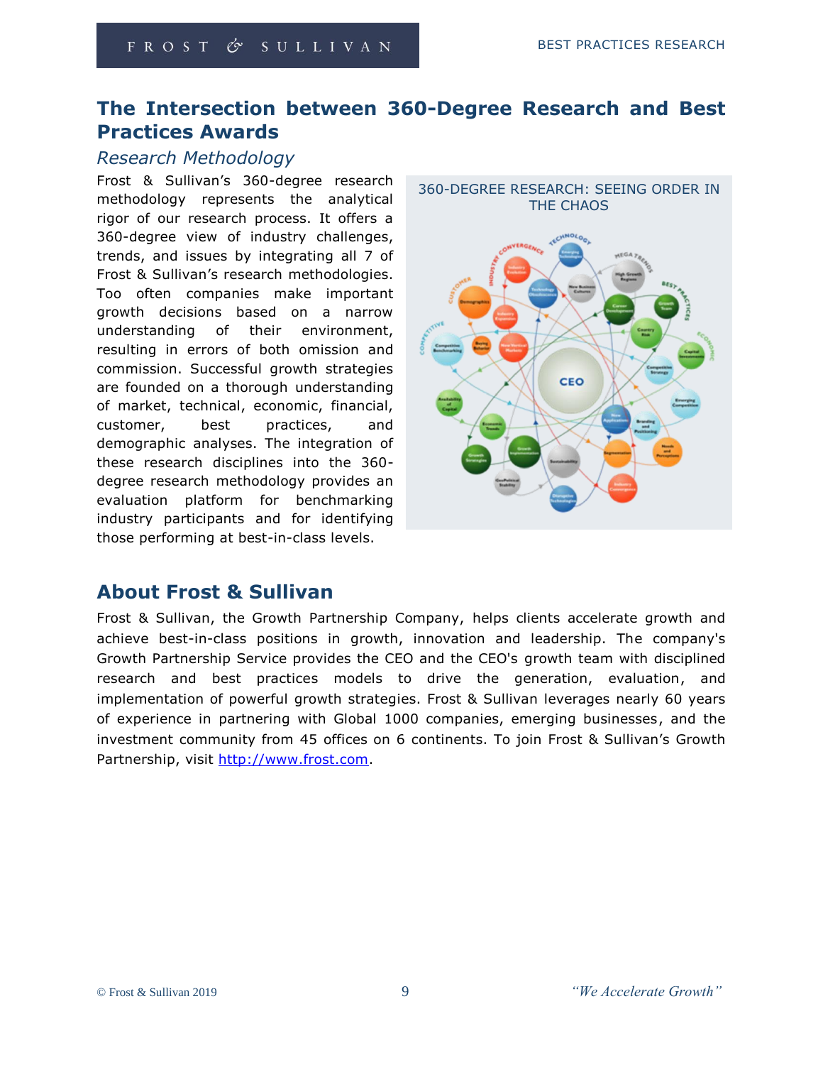## The Intersection between 360-Degree Research and Best Practices Awards

### *Research Methodology*

Frost & Sullivan's 360-degree research methodology represents the analytical rigor of our research process. It offers a 360-degree view of industry challenges, trends, and issues by integrating all 7 of Frost & Sullivan's research methodologies. Too often companies make important growth decisions based on a narrow understanding of their environment, resulting in errors of both omission and commission. Successful growth strategies are founded on a thorough understanding of market, technical, economic, financial, customer, best practices, and demographic analyses. The integration of these research disciplines into the 360-degree research methodology provides an evaluation platform for benchmarking industry participants and for identifying those performing at best-in-class levels.

360-DEGREE RESEARCH: SEEING ORDER IN THE CHAOS

## About Frost & Sullivan

Frost & Sullivan, the Growth Partnership Company, helps clients accelerate growth and achieve best-in-class positions in growth, innovation and leadership. The company's Growth Partnership Service provides the CEO and the CEO's growth team with disciplined research and best practices models to drive the generation, evaluation, and implementation of powerful growth strategies. Frost & Sullivan leverages nearly 60 years of experience in partnering with Global 1000 companies, emerging businesses, and the investment community from 45 offices on 6 continents. To join Frost & Sullivan's Growth Partnership, visit http://www.frost.com.